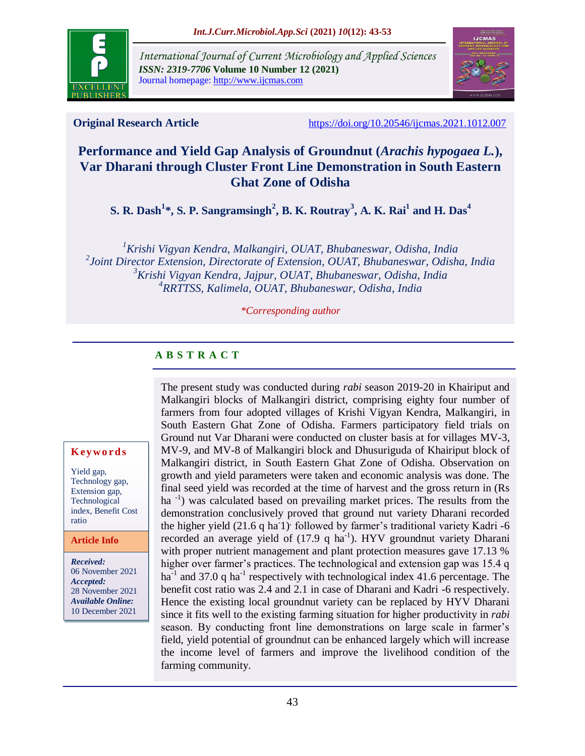Original Research Article

https://doi.org/10.20546/ijcmas.2021.1012.007

# Performance and Yield Gap Analysis of Groundnut (*Arachis hypogaea L.*), Var Dharani through Cluster Front Line Demonstration in South Eastern Ghat Zone of Odisha

**S. R. Dash[1]*, S. P. Sangramsingh[2], B. K. Routray[3], A. K. Rai[1] and H. Das[4]**

*[1]Krishi Vigyan Kendra, Malkangiri, OUAT, Bhubaneswar, Odisha, India*
*[2]Joint Director Extension, Directorate of Extension, OUAT, Bhubaneswar, Odisha, India*
*[3]Krishi Vigyan Kendra, Jajpur, OUAT, Bhubaneswar, Odisha, India*
*[4]RRTTSS, Kalimela, OUAT, Bhubaneswar, Odisha, India*

*\*Corresponding author*

## ABSTRACT

**Keywords**

Yield gap, Technology gap, Extension gap, Technological index, Benefit Cost ratio

**Article Info**

***Received:*** 06 November 2021
***Accepted:*** 28 November 2021
***Available Online:*** 10 December 2021

The present study was conducted during *rabi* season 2019-20 in Khairiput and Malkangiri blocks of Malkangiri district, comprising eighty four number of farmers from four adopted villages of Krishi Vigyan Kendra, Malkangiri, in South Eastern Ghat Zone of Odisha. Farmers participatory field trials on Ground nut Var Dharani were conducted on cluster basis at for villages MV-3, MV-9, and MV-8 of Malkangiri block and Dhusuriguda of Khairiput block of Malkangiri district, in South Eastern Ghat Zone of Odisha. Observation on growth and yield parameters were taken and economic analysis was done. The final seed yield was recorded at the time of harvest and the gross return in (Rs ha $^{-1}$) was calculated based on prevailing market prices. The results from the demonstration conclusively proved that ground nut variety Dharani recorded the higher yield (21.6 q ha$^{-1}$) followed by farmer's traditional variety Kadri -6 recorded an average yield of (17.9 q ha$^{-1}$). HYV groundnut variety Dharani with proper nutrient management and plant protection measures gave 17.13 % higher over farmer's practices. The technological and extension gap was 15.4 q ha$^{-1}$ and 37.0 q ha$^{-1}$ respectively with technological index 41.6 percentage. The benefit cost ratio was 2.4 and 2.1 in case of Dharani and Kadri -6 respectively. Hence the existing local groundnut variety can be replaced by HYV Dharani since it fits well to the existing farming situation for higher productivity in *rabi* season. By conducting front line demonstrations on large scale in farmer's field, yield potential of groundnut can be enhanced largely which will increase the income level of farmers and improve the livelihood condition of the farming community.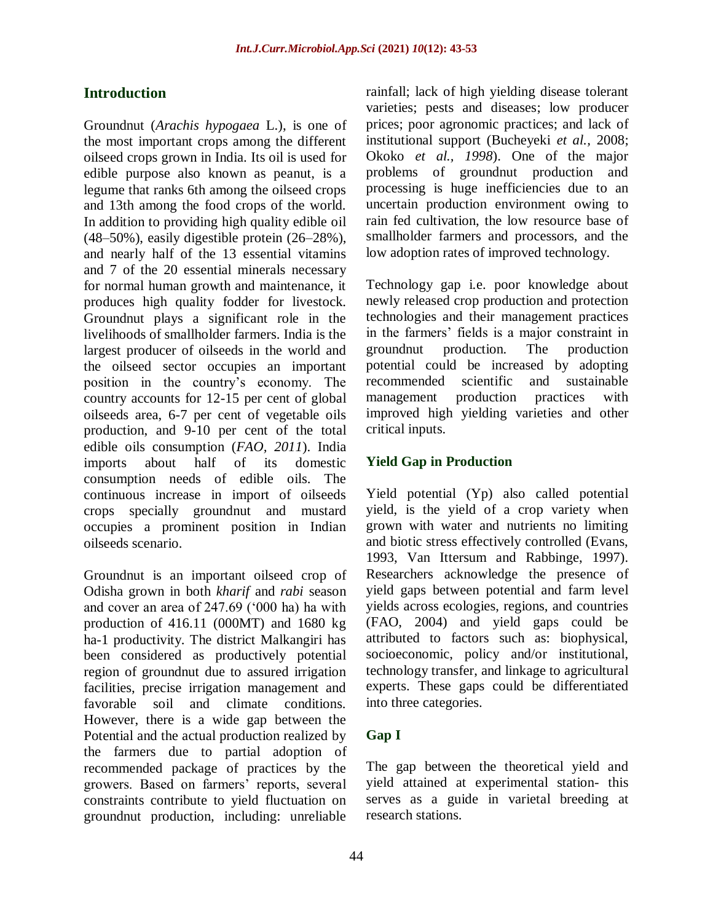## Introduction

Groundnut (*Arachis hypogaea* L.), is one of the most important crops among the different oilseed crops grown in India. Its oil is used for edible purpose also known as peanut, is a legume that ranks 6th among the oilseed crops and 13th among the food crops of the world. In addition to providing high quality edible oil (48–50%), easily digestible protein (26–28%), and nearly half of the 13 essential vitamins and 7 of the 20 essential minerals necessary for normal human growth and maintenance, it produces high quality fodder for livestock. Groundnut plays a significant role in the livelihoods of smallholder farmers. India is the largest producer of oilseeds in the world and the oilseed sector occupies an important position in the country's economy. The country accounts for 12-15 per cent of global oilseeds area, 6-7 per cent of vegetable oils production, and 9-10 per cent of the total edible oils consumption (*FAO, 2011*). India imports about half of its domestic consumption needs of edible oils. The continuous increase in import of oilseeds crops specially groundnut and mustard occupies a prominent position in Indian oilseeds scenario.

Groundnut is an important oilseed crop of Odisha grown in both *kharif* and *rabi* season and cover an area of 247.69 ('000 ha) ha with production of 416.11 (000MT) and 1680 kg ha-1 productivity. The district Malkangiri has been considered as productively potential region of groundnut due to assured irrigation facilities, precise irrigation management and favorable soil and climate conditions. However, there is a wide gap between the Potential and the actual production realized by the farmers due to partial adoption of recommended package of practices by the growers. Based on farmers' reports, several constraints contribute to yield fluctuation on groundnut production, including: unreliable rainfall; lack of high yielding disease tolerant varieties; pests and diseases; low producer prices; poor agronomic practices; and lack of institutional support (Bucheyeki *et al.,* 2008; Okoko *et al., 1998*). One of the major problems of groundnut production and processing is huge inefficiencies due to an uncertain production environment owing to rain fed cultivation, the low resource base of smallholder farmers and processors, and the low adoption rates of improved technology.

Technology gap i.e. poor knowledge about newly released crop production and protection technologies and their management practices in the farmers' fields is a major constraint in groundnut production. The production potential could be increased by adopting recommended scientific and sustainable management production practices with improved high yielding varieties and other critical inputs.

## Yield Gap in Production

Yield potential (Yp) also called potential yield, is the yield of a crop variety when grown with water and nutrients no limiting and biotic stress effectively controlled (Evans, 1993, Van Ittersum and Rabbinge, 1997). Researchers acknowledge the presence of yield gaps between potential and farm level yields across ecologies, regions, and countries (FAO, 2004) and yield gaps could be attributed to factors such as: biophysical, socioeconomic, policy and/or institutional, technology transfer, and linkage to agricultural experts. These gaps could be differentiated into three categories.

## Gap I

The gap between the theoretical yield and yield attained at experimental station- this serves as a guide in varietal breeding at research stations.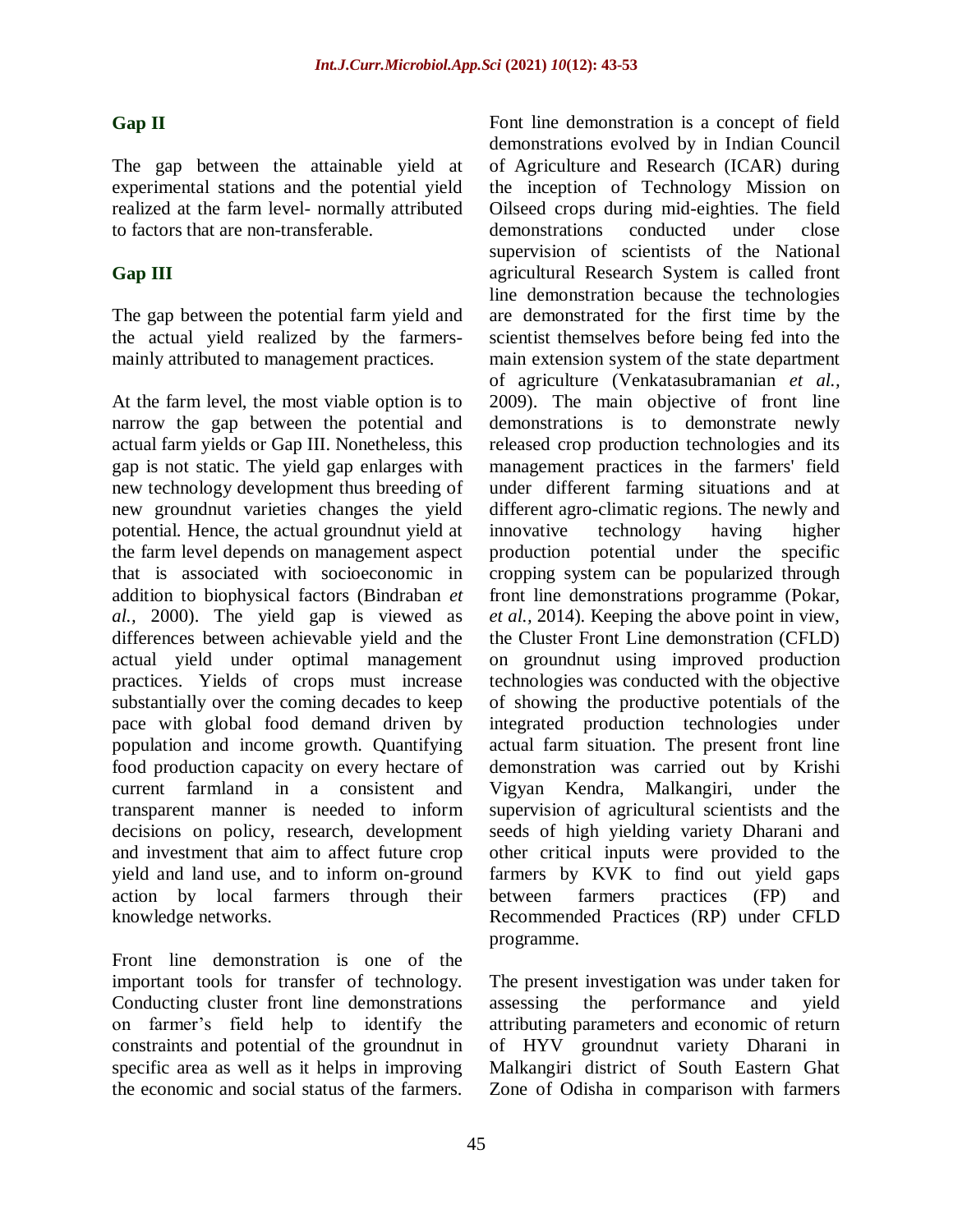### Gap II

The gap between the attainable yield at experimental stations and the potential yield realized at the farm level- normally attributed to factors that are non-transferable.

### Gap III

The gap between the potential farm yield and the actual yield realized by the farmers- mainly attributed to management practices.

At the farm level, the most viable option is to narrow the gap between the potential and actual farm yields or Gap III. Nonetheless, this gap is not static. The yield gap enlarges with new technology development thus breeding of new groundnut varieties changes the yield potential. Hence, the actual groundnut yield at the farm level depends on management aspect that is associated with socioeconomic in addition to biophysical factors (Bindraban *et al.,* 2000). The yield gap is viewed as differences between achievable yield and the actual yield under optimal management practices. Yields of crops must increase substantially over the coming decades to keep pace with global food demand driven by population and income growth. Quantifying food production capacity on every hectare of current farmland in a consistent and transparent manner is needed to inform decisions on policy, research, development and investment that aim to affect future crop yield and land use, and to inform on-ground action by local farmers through their knowledge networks.

Front line demonstration is one of the important tools for transfer of technology. Conducting cluster front line demonstrations on farmer's field help to identify the constraints and potential of the groundnut in specific area as well as it helps in improving the economic and social status of the farmers. Font line demonstration is a concept of field demonstrations evolved by in Indian Council of Agriculture and Research (ICAR) during the inception of Technology Mission on Oilseed crops during mid-eighties. The field demonstrations conducted under close supervision of scientists of the National agricultural Research System is called front line demonstration because the technologies are demonstrated for the first time by the scientist themselves before being fed into the main extension system of the state department of agriculture (Venkatasubramanian *et al.,* 2009). The main objective of front line demonstrations is to demonstrate newly released crop production technologies and its management practices in the farmers' field under different farming situations and at different agro-climatic regions. The newly and innovative technology having higher production potential under the specific cropping system can be popularized through front line demonstrations programme (Pokar, *et al.,* 2014). Keeping the above point in view, the Cluster Front Line demonstration (CFLD) on groundnut using improved production technologies was conducted with the objective of showing the productive potentials of the integrated production technologies under actual farm situation. The present front line demonstration was carried out by Krishi Vigyan Kendra, Malkangiri, under the supervision of agricultural scientists and the seeds of high yielding variety Dharani and other critical inputs were provided to the farmers by KVK to find out yield gaps between farmers practices (FP) and Recommended Practices (RP) under CFLD programme.

The present investigation was under taken for assessing the performance and yield attributing parameters and economic of return of HYV groundnut variety Dharani in Malkangiri district of South Eastern Ghat Zone of Odisha in comparison with farmers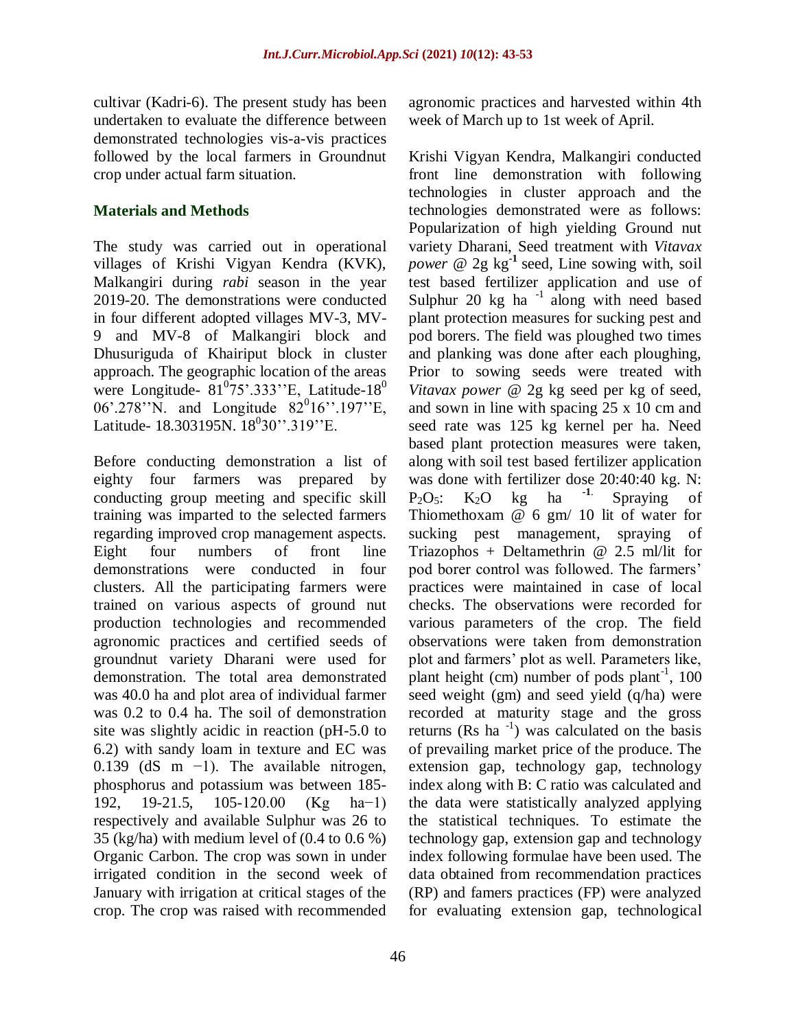cultivar (Kadri-6). The present study has been undertaken to evaluate the difference between demonstrated technologies vis-a-vis practices followed by the local farmers in Groundnut crop under actual farm situation.

## Materials and Methods

The study was carried out in operational villages of Krishi Vigyan Kendra (KVK), Malkangiri during *rabi* season in the year 2019-20. The demonstrations were conducted in four different adopted villages MV-3, MV-9 and MV-8 of Malkangiri block and Dhusuriguda of Khairiput block in cluster approach. The geographic location of the areas were Longitude- $81^{0}75$'.333''E, Latitude-$18^{0}$ 06'.278''N. and Longitude $82^{0}16$''.197''E, Latitude- 18.303195N. $18^{0}30$''.319''E.

Before conducting demonstration a list of eighty four farmers was prepared by conducting group meeting and specific skill training was imparted to the selected farmers regarding improved crop management aspects. Eight four numbers of front line demonstrations were conducted in four clusters. All the participating farmers were trained on various aspects of ground nut production technologies and recommended agronomic practices and certified seeds of groundnut variety Dharani were used for demonstration. The total area demonstrated was 40.0 ha and plot area of individual farmer was 0.2 to 0.4 ha. The soil of demonstration site was slightly acidic in reaction (pH-5.0 to 6.2) with sandy loam in texture and EC was 0.139 (dS m −1). The available nitrogen, phosphorus and potassium was between 185-192, 19-21.5, 105-120.00 (Kg ha−1) respectively and available Sulphur was 26 to 35 (kg/ha) with medium level of (0.4 to 0.6 %) Organic Carbon. The crop was sown in under irrigated condition in the second week of January with irrigation at critical stages of the crop. The crop was raised with recommended agronomic practices and harvested within 4th week of March up to 1st week of April.

Krishi Vigyan Kendra, Malkangiri conducted front line demonstration with following technologies in cluster approach and the technologies demonstrated were as follows: Popularization of high yielding Ground nut variety Dharani, Seed treatment with *Vitavax power* @ 2g $kg^{-1}$ seed, Line sowing with, soil test based fertilizer application and use of Sulphur 20 kg $ha^{-1}$ along with need based plant protection measures for sucking pest and pod borers. The field was ploughed two times and planking was done after each ploughing, Prior to sowing seeds were treated with *Vitavax power* @ 2g kg seed per kg of seed, and sown in line with spacing 25 x 10 cm and seed rate was 125 kg kernel per ha. Need based plant protection measures were taken, along with soil test based fertilizer application was done with fertilizer dose 20:40:40 kg. N: $P_2O_5$: $K_2O$ kg $ha^{-1}$. Spraying of Thiomethoxam @ 6 gm/ 10 lit of water for sucking pest management, spraying of Triazophos + Deltamethrin @ 2.5 ml/lit for pod borer control was followed. The farmers' practices were maintained in case of local checks. The observations were recorded for various parameters of the crop. The field observations were taken from demonstration plot and farmers' plot as well. Parameters like, plant height (cm) number of pods $plant^{-1}$, 100 seed weight (gm) and seed yield (q/ha) were recorded at maturity stage and the gross returns (Rs $ha^{-1}$) was calculated on the basis of prevailing market price of the produce. The extension gap, technology gap, technology index along with B: C ratio was calculated and the data were statistically analyzed applying the statistical techniques. To estimate the technology gap, extension gap and technology index following formulae have been used. The data obtained from recommendation practices (RP) and famers practices (FP) were analyzed for evaluating extension gap, technological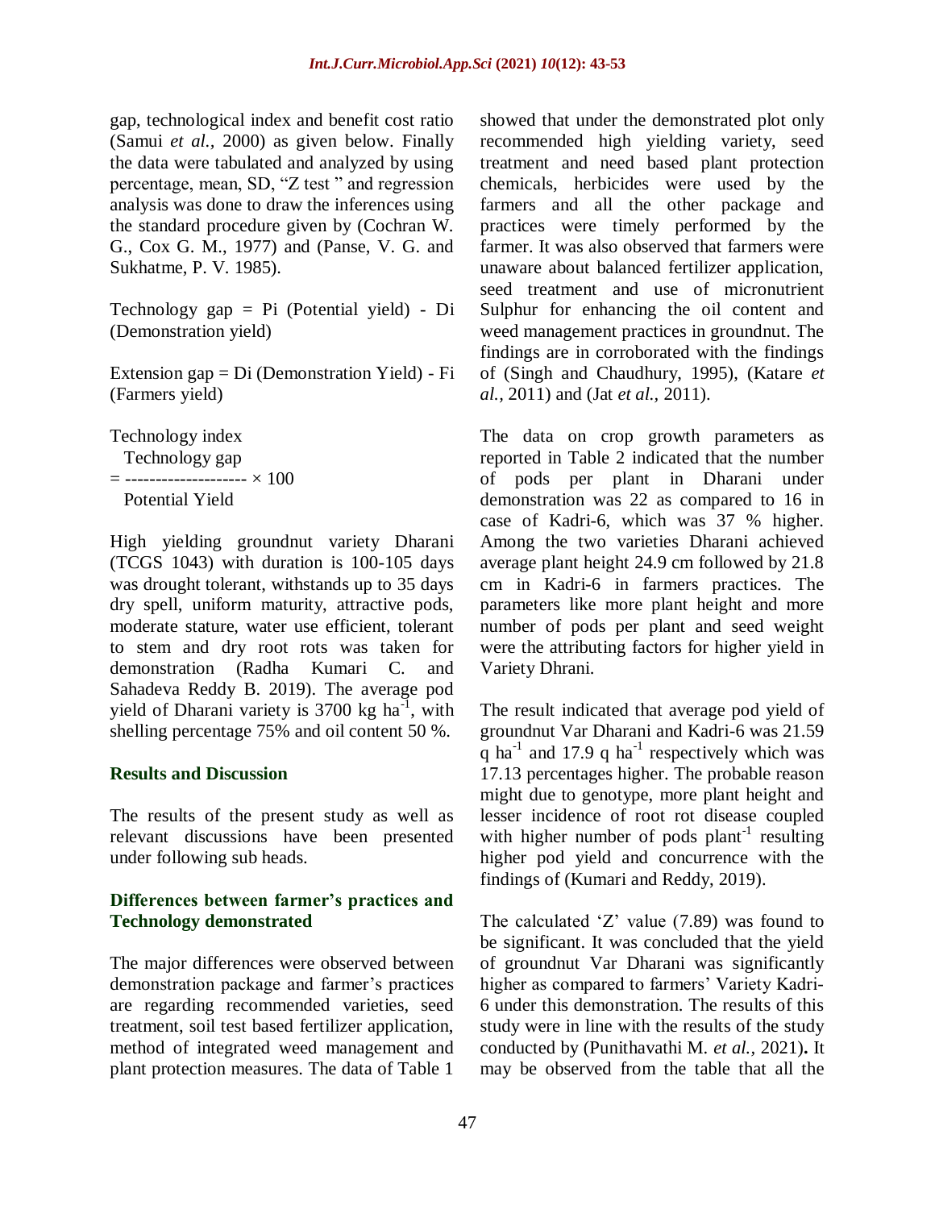gap, technological index and benefit cost ratio (Samui *et al.,* 2000) as given below. Finally the data were tabulated and analyzed by using percentage, mean, SD, "Z test " and regression analysis was done to draw the inferences using the standard procedure given by (Cochran W. G., Cox G. M., 1977) and (Panse, V. G. and Sukhatme, P. V. 1985).

Technology gap = Pi (Potential yield) - Di (Demonstration yield)

Extension gap = Di (Demonstration Yield) - Fi (Farmers yield)

$$\text{Technology index} = \frac{\text{Technology gap}}{\text{Potential Yield}} \times 100$$

High yielding groundnut variety Dharani (TCGS 1043) with duration is 100-105 days was drought tolerant, withstands up to 35 days dry spell, uniform maturity, attractive pods, moderate stature, water use efficient, tolerant to stem and dry root rots was taken for demonstration (Radha Kumari C. and Sahadeva Reddy B. 2019). The average pod yield of Dharani variety is 3700 kg ha$^{-1}$, with shelling percentage 75% and oil content 50 %.

## Results and Discussion

The results of the present study as well as relevant discussions have been presented under following sub heads.

### Differences between farmer's practices and Technology demonstrated

The major differences were observed between demonstration package and farmer's practices are regarding recommended varieties, seed treatment, soil test based fertilizer application, method of integrated weed management and plant protection measures. The data of Table 1 showed that under the demonstrated plot only recommended high yielding variety, seed treatment and need based plant protection chemicals, herbicides were used by the farmers and all the other package and practices were timely performed by the farmer. It was also observed that farmers were unaware about balanced fertilizer application, seed treatment and use of micronutrient Sulphur for enhancing the oil content and weed management practices in groundnut. The findings are in corroborated with the findings of (Singh and Chaudhury, 1995), (Katare *et al.,* 2011) and (Jat *et al.,* 2011).

The data on crop growth parameters as reported in Table 2 indicated that the number of pods per plant in Dharani under demonstration was 22 as compared to 16 in case of Kadri-6, which was 37 % higher. Among the two varieties Dharani achieved average plant height 24.9 cm followed by 21.8 cm in Kadri-6 in farmers practices. The parameters like more plant height and more number of pods per plant and seed weight were the attributing factors for higher yield in Variety Dhrani.

The result indicated that average pod yield of groundnut Var Dharani and Kadri-6 was 21.59 q ha$^{-1}$ and 17.9 q ha$^{-1}$ respectively which was 17.13 percentages higher. The probable reason might due to genotype, more plant height and lesser incidence of root rot disease coupled with higher number of pods plant$^{-1}$ resulting higher pod yield and concurrence with the findings of (Kumari and Reddy, 2019).

The calculated 'Z' value (7.89) was found to be significant. It was concluded that the yield of groundnut Var Dharani was significantly higher as compared to farmers' Variety Kadri-6 under this demonstration. The results of this study were in line with the results of the study conducted by (Punithavathi M. *et al.,* 2021)**.** It may be observed from the table that all the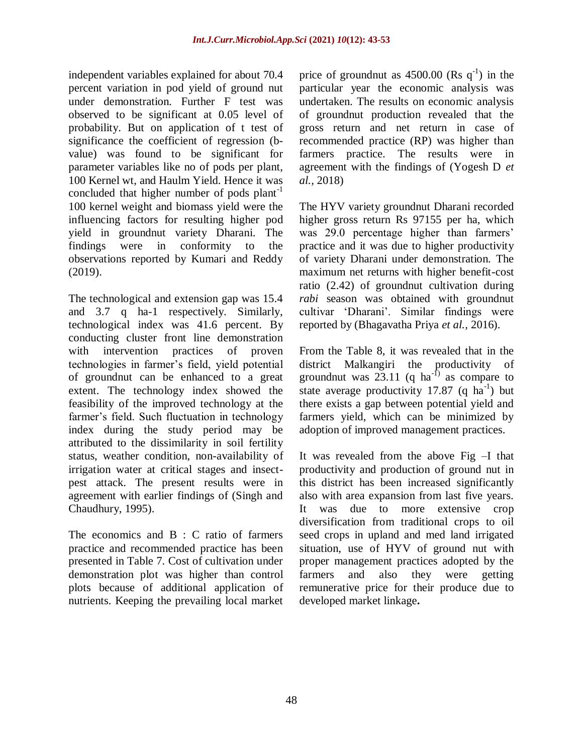independent variables explained for about 70.4 percent variation in pod yield of ground nut under demonstration. Further F test was observed to be significant at 0.05 level of probability. But on application of t test of significance the coefficient of regression (b-value) was found to be significant for parameter variables like no of pods per plant, 100 Kernel wt, and Haulm Yield. Hence it was concluded that higher number of pods plant$^{-1}$ 100 kernel weight and biomass yield were the influencing factors for resulting higher pod yield in groundnut variety Dharani. The findings were in conformity to the observations reported by Kumari and Reddy (2019).

The technological and extension gap was 15.4 and 3.7 q ha-1 respectively. Similarly, technological index was 41.6 percent. By conducting cluster front line demonstration with intervention practices of proven technologies in farmer's field, yield potential of groundnut can be enhanced to a great extent. The technology index showed the feasibility of the improved technology at the farmer's field. Such fluctuation in technology index during the study period may be attributed to the dissimilarity in soil fertility status, weather condition, non-availability of irrigation water at critical stages and insect-pest attack. The present results were in agreement with earlier findings of (Singh and Chaudhury, 1995).

The economics and B : C ratio of farmers practice and recommended practice has been presented in Table 7. Cost of cultivation under demonstration plot was higher than control plots because of additional application of nutrients. Keeping the prevailing local market price of groundnut as 4500.00 (Rs q$^{-1}$) in the particular year the economic analysis was undertaken. The results on economic analysis of groundnut production revealed that the gross return and net return in case of recommended practice (RP) was higher than farmers practice. The results were in agreement with the findings of (Yogesh D *et al.,* 2018)

The HYV variety groundnut Dharani recorded higher gross return Rs 97155 per ha, which was 29.0 percentage higher than farmers' practice and it was due to higher productivity of variety Dharani under demonstration. The maximum net returns with higher benefit-cost ratio (2.42) of groundnut cultivation during *rabi* season was obtained with groundnut cultivar 'Dharani'. Similar findings were reported by (Bhagavatha Priya *et al.,* 2016).

From the Table 8, it was revealed that in the district Malkangiri the productivity of groundnut was 23.11 (q ha$^{-1)}$ as compare to state average productivity 17.87 (q ha$^{-1}$) but there exists a gap between potential yield and farmers yield, which can be minimized by adoption of improved management practices.

It was revealed from the above Fig –I that productivity and production of ground nut in this district has been increased significantly also with area expansion from last five years. It was due to more extensive crop diversification from traditional crops to oil seed crops in upland and med land irrigated situation, use of HYV of ground nut with proper management practices adopted by the farmers and also they were getting remunerative price for their produce due to developed market linkage**.**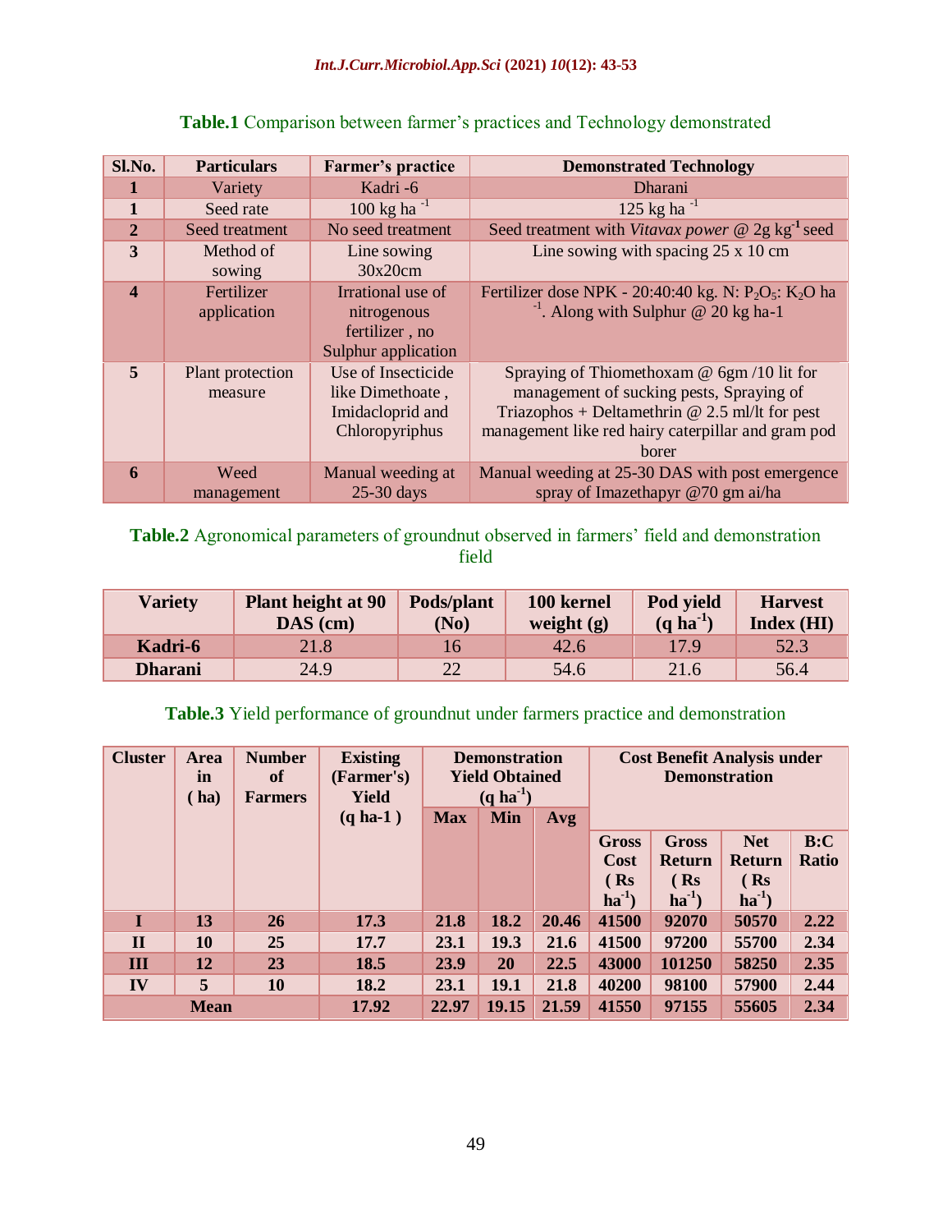**Table.1** Comparison between farmer's practices and Technology demonstrated

| Sl.No. | Particulars | Farmer's practice | Demonstrated Technology |
|---|---|---|---|
| 1 | Variety | Kadri -6 | Dharani |
| 1 | Seed rate | 100 kg ha $^{-1}$ | 125 kg ha $^{-1}$ |
| 2 | Seed treatment | No seed treatment | Seed treatment with *Vitavax power* @ 2g kg$^{-1}$ seed |
| 3 | Method of sowing | Line sowing 30x20cm | Line sowing with spacing 25 x 10 cm |
| 4 | Fertilizer application | Irrational use of nitrogenous fertilizer , no Sulphur application | Fertilizer dose NPK - 20:40:40 kg. N: $P_2O_5$: $K_2O$ ha $^{-1}$. Along with Sulphur @ 20 kg ha-1 |
| 5 | Plant protection measure | Use of Insecticide like Dimethoate , Imidacloprid and Chloropyriphus | Spraying of Thiomethoxam @ 6gm /10 lit for management of sucking pests, Spraying of Triazophos + Deltamethrin @ 2.5 ml/lt for pest management like red hairy caterpillar and gram pod borer |
| 6 | Weed management | Manual weeding at 25-30 days | Manual weeding at 25-30 DAS with post emergence spray of Imazethapyr @70 gm ai/ha |

**Table.2** Agronomical parameters of groundnut observed in farmers' field and demonstration field

| Variety | Plant height at 90 DAS (cm) | Pods/plant (No) | 100 kernel weight (g) | Pod yield (q ha$^{-1}$) | Harvest Index (HI) |
|---|---|---|---|---|---|
| **Kadri-6** | 21.8 | 16 | 42.6 | 17.9 | 52.3 |
| **Dharani** | 24.9 | 22 | 54.6 | 21.6 | 56.4 |

**Table.3** Yield performance of groundnut under farmers practice and demonstration

| Cluster | Area in ( ha) | Number of Farmers | Existing (Farmer's) Yield (q ha-1 ) | Demonstration Yield Obtained (q ha$^{-1}$) | | | Cost Benefit Analysis under Demonstration | | | |
|---|---|---|---|---|---|---|---|---|---|---|
| | | | | Max | Min | Avg | Gross Cost ( Rs ha$^{-1}$) | Gross Return ( Rs ha$^{-1}$) | Net Return ( Rs ha$^{-1}$) | B:C Ratio |
| I | 13 | 26 | 17.3 | 21.8 | 18.2 | 20.46 | 41500 | 92070 | 50570 | 2.22 |
| II | 10 | 25 | 17.7 | 23.1 | 19.3 | 21.6 | 41500 | 97200 | 55700 | 2.34 |
| III | 12 | 23 | 18.5 | 23.9 | 20 | 22.5 | 43000 | 101250 | 58250 | 2.35 |
| IV | 5 | 10 | 18.2 | 23.1 | 19.1 | 21.8 | 40200 | 98100 | 57900 | 2.44 |
| Mean | | | 17.92 | 22.97 | 19.15 | 21.59 | 41550 | 97155 | 55605 | 2.34 |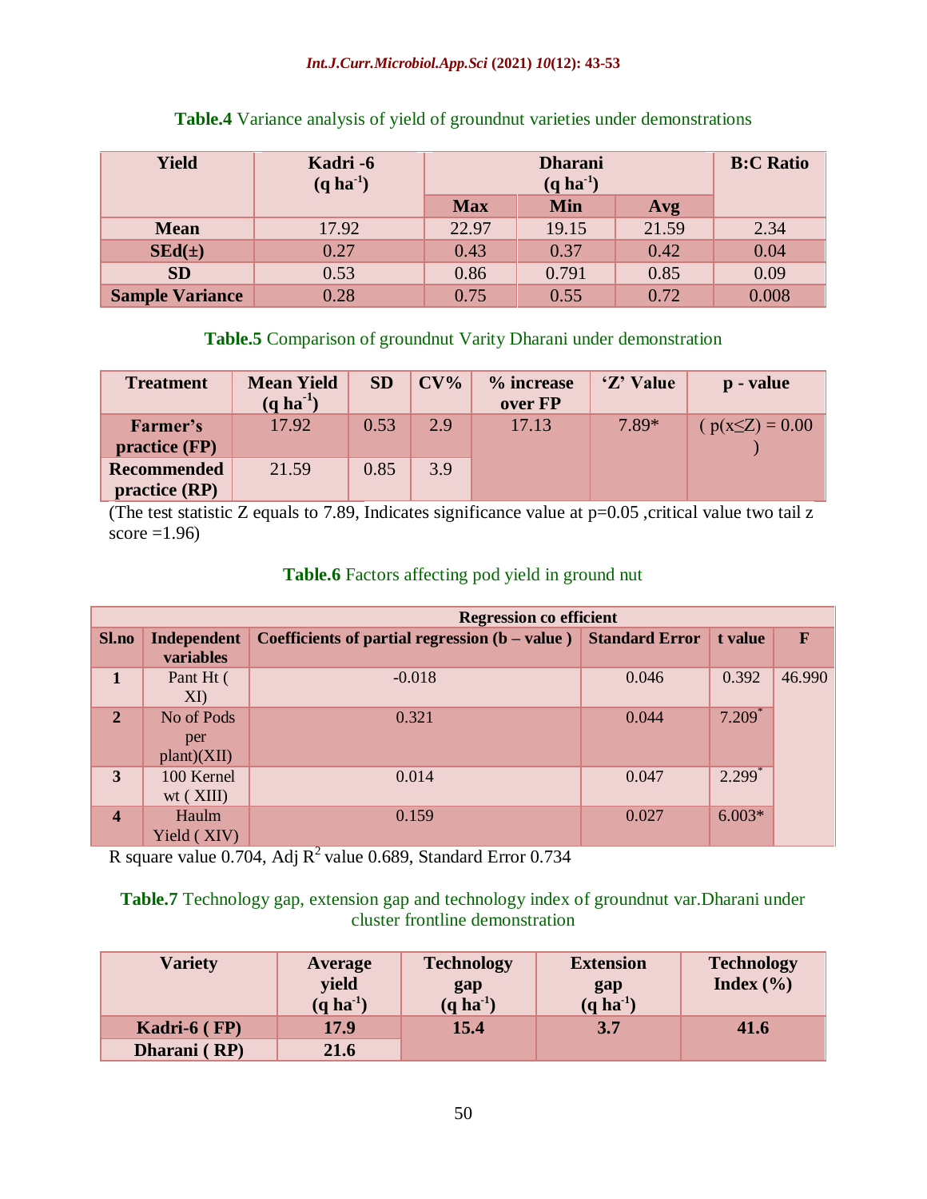**Table.4** Variance analysis of yield of groundnut varieties under demonstrations

| Yield | Kadri -6 ($q\ ha^{-1}$) | Dharani ($q\ ha^{-1}$) | | | B:C Ratio |
|---|---|---|---|---|---|
| | | Max | Min | Avg | |
| Mean | 17.92 | 22.97 | 19.15 | 21.59 | 2.34 |
| SEd(±) | 0.27 | 0.43 | 0.37 | 0.42 | 0.04 |
| SD | 0.53 | 0.86 | 0.791 | 0.85 | 0.09 |
| Sample Variance | 0.28 | 0.75 | 0.55 | 0.72 | 0.008 |

**Table.5** Comparison of groundnut Varity Dharani under demonstration

| Treatment | Mean Yield ($q\ ha^{-1}$) | SD | CV% | % increase over FP | 'Z' Value | p - value |
|---|---|---|---|---|---|---|
| Farmer's practice (FP) | 17.92 | 0.53 | 2.9 | 17.13 | 7.89* | ( $p(x \leq Z) = 0.00$ ) |
| Recommended practice (RP) | 21.59 | 0.85 | 3.9 | | | |

(The test statistic Z equals to 7.89, Indicates significance value at p=0.05 ,critical value two tail z score =1.96)

**Table.6** Factors affecting pod yield in ground nut

| Sl.no | Independent variables | Regression co efficient: Coefficients of partial regression (b – value ) | Standard Error | t value | F |
|---|---|---|---|---|---|
| 1 | Pant Ht ( XI) | -0.018 | 0.046 | 0.392 | 46.990 |
| 2 | No of Pods per plant)(XII) | 0.321 | 0.044 | 7.209* | |
| 3 | 100 Kernel wt ( XIII) | 0.014 | 0.047 | 2.299* | |
| 4 | Haulm Yield ( XIV) | 0.159 | 0.027 | 6.003* | |

R square value 0.704, Adj $R^2$ value 0.689, Standard Error 0.734

**Table.7** Technology gap, extension gap and technology index of groundnut var.Dharani under cluster frontline demonstration

| Variety | Average yield ($q\ ha^{-1}$) | Technology gap ($q\ ha^{-1}$) | Extension gap ($q\ ha^{-1}$) | Technology Index (%) |
|---|---|---|---|---|
| Kadri-6 ( FP) | 17.9 | 15.4 | 3.7 | 41.6 |
| Dharani ( RP) | 21.6 | | | |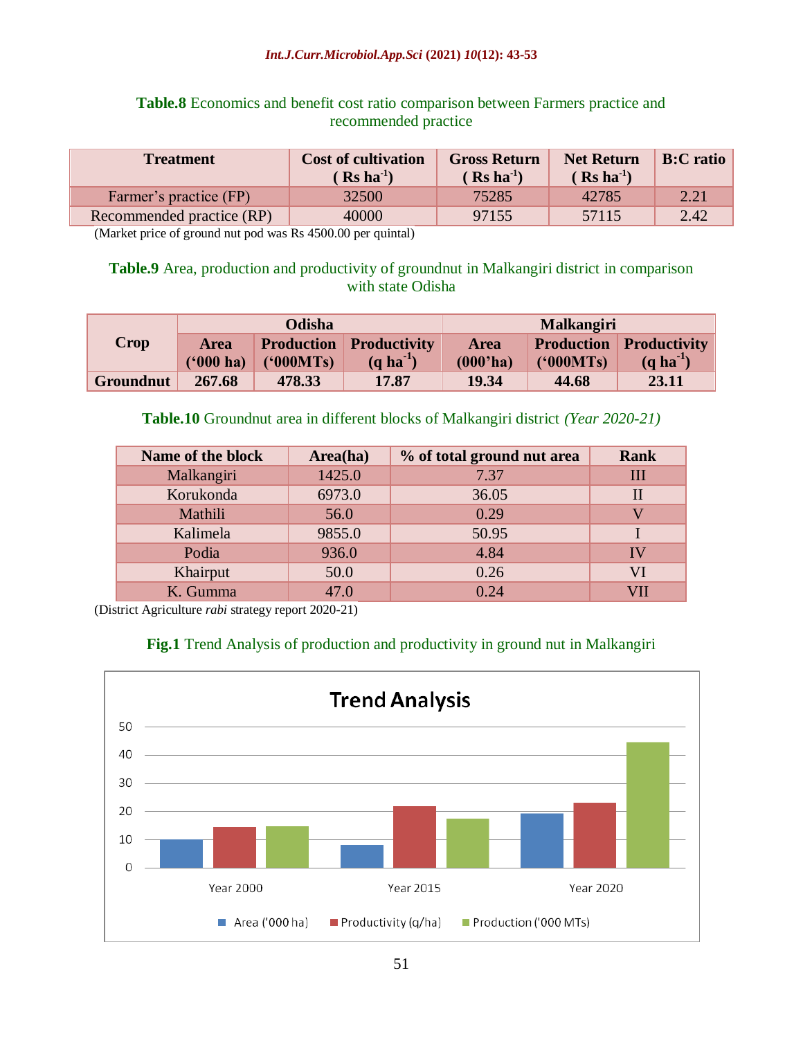**Table.8** Economics and benefit cost ratio comparison between Farmers practice and recommended practice

| Treatment | Cost of cultivation ( Rs ha$^{-1}$) | Gross Return ( Rs ha$^{-1}$) | Net Return ( Rs ha$^{-1}$) | B:C ratio |
|---|---|---|---|---|
| Farmer's practice (FP) | 32500 | 75285 | 42785 | 2.21 |
| Recommended practice (RP) | 40000 | 97155 | 57115 | 2.42 |

(Market price of ground nut pod was Rs 4500.00 per quintal)

**Table.9** Area, production and productivity of groundnut in Malkangiri district in comparison with state Odisha

| Crop | Odisha | | | Malkangiri | | |
|---|---|---|---|---|---|---|
| | Area ('000 ha) | Production ('000MTs) | Productivity (q ha$^{-1}$) | Area (000'ha) | Production ('000MTs) | Productivity (q ha$^{-1}$) |
| **Groundnut** | **267.68** | **478.33** | **17.87** | **19.34** | **44.68** | **23.11** |

**Table.10** Groundnut area in different blocks of Malkangiri district *(Year 2020-21)*

| Name of the block | Area(ha) | % of total ground nut area | Rank |
|---|---|---|---|
| Malkangiri | 1425.0 | 7.37 | III |
| Korukonda | 6973.0 | 36.05 | II |
| Mathili | 56.0 | 0.29 | V |
| Kalimela | 9855.0 | 50.95 | I |
| Podia | 936.0 | 4.84 | IV |
| Khairput | 50.0 | 0.26 | VI |
| K. Gumma | 47.0 | 0.24 | VII |

(District Agriculture *rabi* strategy report 2020-21)

**Fig.1** Trend Analysis of production and productivity in ground nut in Malkangiri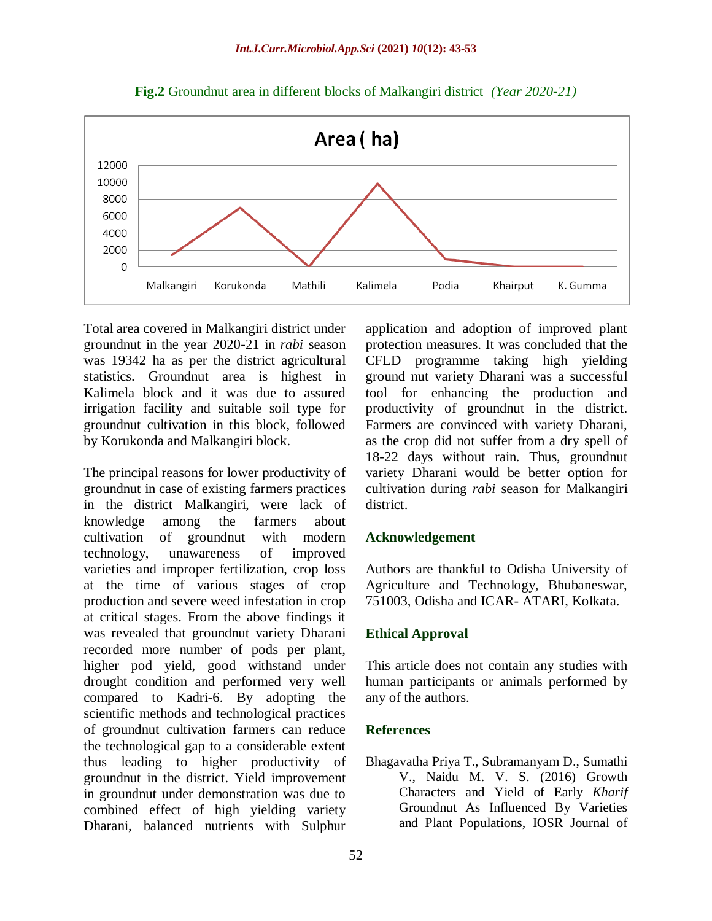**Fig.2** Groundnut area in different blocks of Malkangiri district *(Year 2020-21)*

Total area covered in Malkangiri district under groundnut in the year 2020-21 in *rabi* season was 19342 ha as per the district agricultural statistics. Groundnut area is highest in Kalimela block and it was due to assured irrigation facility and suitable soil type for groundnut cultivation in this block, followed by Korukonda and Malkangiri block.

The principal reasons for lower productivity of groundnut in case of existing farmers practices in the district Malkangiri, were lack of knowledge among the farmers about cultivation of groundnut with modern technology, unawareness of improved varieties and improper fertilization, crop loss at the time of various stages of crop production and severe weed infestation in crop at critical stages. From the above findings it was revealed that groundnut variety Dharani recorded more number of pods per plant, higher pod yield, good withstand under drought condition and performed very well compared to Kadri-6. By adopting the scientific methods and technological practices of groundnut cultivation farmers can reduce the technological gap to a considerable extent thus leading to higher productivity of groundnut in the district. Yield improvement in groundnut under demonstration was due to combined effect of high yielding variety Dharani, balanced nutrients with Sulphur application and adoption of improved plant protection measures. It was concluded that the CFLD programme taking high yielding ground nut variety Dharani was a successful tool for enhancing the production and productivity of groundnut in the district. Farmers are convinced with variety Dharani, as the crop did not suffer from a dry spell of 18-22 days without rain. Thus, groundnut variety Dharani would be better option for cultivation during *rabi* season for Malkangiri district.

## Acknowledgement

Authors are thankful to Odisha University of Agriculture and Technology, Bhubaneswar, 751003, Odisha and ICAR- ATARI, Kolkata.

## Ethical Approval

This article does not contain any studies with human participants or animals performed by any of the authors.

## References

Bhagavatha Priya T., Subramanyam D., Sumathi V., Naidu M. V. S. (2016) Growth Characters and Yield of Early *Kharif* Groundnut As Influenced By Varieties and Plant Populations, IOSR Journal of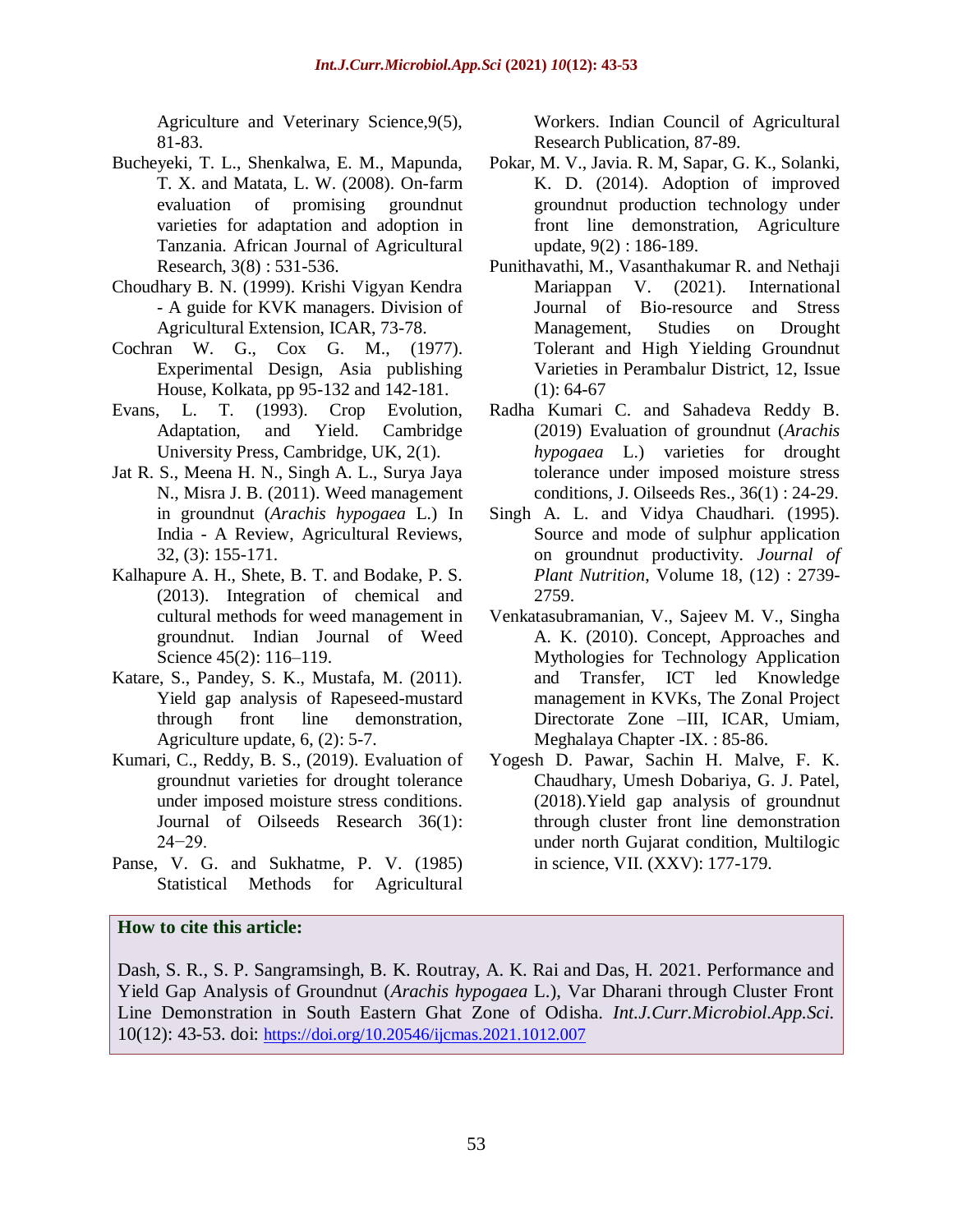Agriculture and Veterinary Science,9(5), 81-83.

Bucheyeki, T. L., Shenkalwa, E. M., Mapunda, T. X. and Matata, L. W. (2008). On-farm evaluation of promising groundnut varieties for adaptation and adoption in Tanzania. African Journal of Agricultural Research, 3(8) : 531-536.

Choudhary B. N. (1999). Krishi Vigyan Kendra - A guide for KVK managers. Division of Agricultural Extension, ICAR, 73-78.

Cochran W. G., Cox G. M., (1977). Experimental Design, Asia publishing House, Kolkata, pp 95-132 and 142-181.

Evans, L. T. (1993). Crop Evolution, Adaptation, and Yield. Cambridge University Press, Cambridge, UK, 2(1).

Jat R. S., Meena H. N., Singh A. L., Surya Jaya N., Misra J. B. (2011). Weed management in groundnut (*Arachis hypogaea* L.) In India - A Review, Agricultural Reviews, 32, (3): 155-171.

Kalhapure A. H., Shete, B. T. and Bodake, P. S. (2013). Integration of chemical and cultural methods for weed management in groundnut. Indian Journal of Weed Science 45(2): 116–119.

Katare, S., Pandey, S. K., Mustafa, M. (2011). Yield gap analysis of Rapeseed-mustard through front line demonstration, Agriculture update, 6, (2): 5-7.

Kumari, C., Reddy, B. S., (2019). Evaluation of groundnut varieties for drought tolerance under imposed moisture stress conditions. Journal of Oilseeds Research 36(1): 24−29.

Panse, V. G. and Sukhatme, P. V. (1985) Statistical Methods for Agricultural Workers. Indian Council of Agricultural Research Publication, 87-89.

Pokar, M. V., Javia. R. M, Sapar, G. K., Solanki, K. D. (2014). Adoption of improved groundnut production technology under front line demonstration, Agriculture update, 9(2) : 186-189.

Punithavathi, M., Vasanthakumar R. and Nethaji Mariappan V. (2021). International Journal of Bio-resource and Stress Management, Studies on Drought Tolerant and High Yielding Groundnut Varieties in Perambalur District, 12, Issue (1): 64-67

Radha Kumari C. and Sahadeva Reddy B. (2019) Evaluation of groundnut (*Arachis hypogaea* L.) varieties for drought tolerance under imposed moisture stress conditions, J. Oilseeds Res., 36(1) : 24-29.

Singh A. L. and Vidya Chaudhari. (1995). Source and mode of sulphur application on groundnut productivity. *Journal of Plant Nutrition*, Volume 18, (12) : 2739-2759.

Venkatasubramanian, V., Sajeev M. V., Singha A. K. (2010). Concept, Approaches and Mythologies for Technology Application and Transfer, ICT led Knowledge management in KVKs, The Zonal Project Directorate Zone –III, ICAR, Umiam, Meghalaya Chapter -IX. : 85-86.

Yogesh D. Pawar, Sachin H. Malve, F. K. Chaudhary, Umesh Dobariya, G. J. Patel, (2018).Yield gap analysis of groundnut through cluster front line demonstration under north Gujarat condition, Multilogic in science, VII. (XXV): 177-179.

**How to cite this article:**

Dash, S. R., S. P. Sangramsingh, B. K. Routray, A. K. Rai and Das, H. 2021. Performance and Yield Gap Analysis of Groundnut (*Arachis hypogaea* L.), Var Dharani through Cluster Front Line Demonstration in South Eastern Ghat Zone of Odisha. *Int.J.Curr.Microbiol.App.Sci.* 10(12): 43-53. doi: https://doi.org/10.20546/ijcmas.2021.1012.007